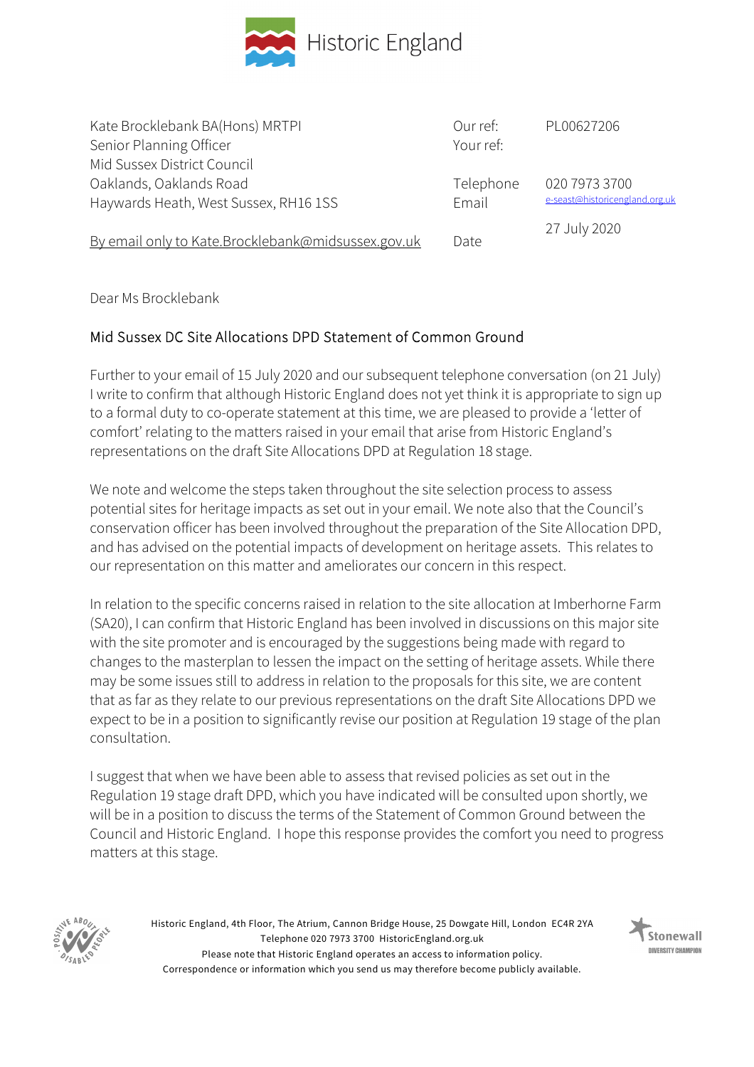Historic England

| | | |
|---|---|---|
| Kate Brocklebank BA(Hons) MRTPI | Our ref: | PL00627206 |
| Senior Planning Officer | Your ref: | |
| Mid Sussex District Council | | |
| Oaklands, Oaklands Road | Telephone | 020 7973 3700 |
| Haywards Heath, West Sussex, RH16 1SS | Email | e-seast@historicengland.org.uk |
| By email only to Kate.Brocklebank@midsussex.gov.uk | Date | 27 July 2020 |

Dear Ms Brocklebank

## Mid Sussex DC Site Allocations DPD Statement of Common Ground

Further to your email of 15 July 2020 and our subsequent telephone conversation (on 21 July) I write to confirm that although Historic England does not yet think it is appropriate to sign up to a formal duty to co-operate statement at this time, we are pleased to provide a 'letter of comfort' relating to the matters raised in your email that arise from Historic England's representations on the draft Site Allocations DPD at Regulation 18 stage.

We note and welcome the steps taken throughout the site selection process to assess potential sites for heritage impacts as set out in your email. We note also that the Council's conservation officer has been involved throughout the preparation of the Site Allocation DPD, and has advised on the potential impacts of development on heritage assets. This relates to our representation on this matter and ameliorates our concern in this respect.

In relation to the specific concerns raised in relation to the site allocation at Imberhorne Farm (SA20), I can confirm that Historic England has been involved in discussions on this major site with the site promoter and is encouraged by the suggestions being made with regard to changes to the masterplan to lessen the impact on the setting of heritage assets. While there may be some issues still to address in relation to the proposals for this site, we are content that as far as they relate to our previous representations on the draft Site Allocations DPD we expect to be in a position to significantly revise our position at Regulation 19 stage of the plan consultation.

I suggest that when we have been able to assess that revised policies as set out in the Regulation 19 stage draft DPD, which you have indicated will be consulted upon shortly, we will be in a position to discuss the terms of the Statement of Common Ground between the Council and Historic England. I hope this response provides the comfort you need to progress matters at this stage.

Historic England, 4th Floor, The Atrium, Cannon Bridge House, 25 Dowgate Hill, London EC4R 2YA
Telephone 020 7973 3700 HistoricEngland.org.uk
Please note that Historic England operates an access to information policy.
Correspondence or information which you send us may therefore become publicly available.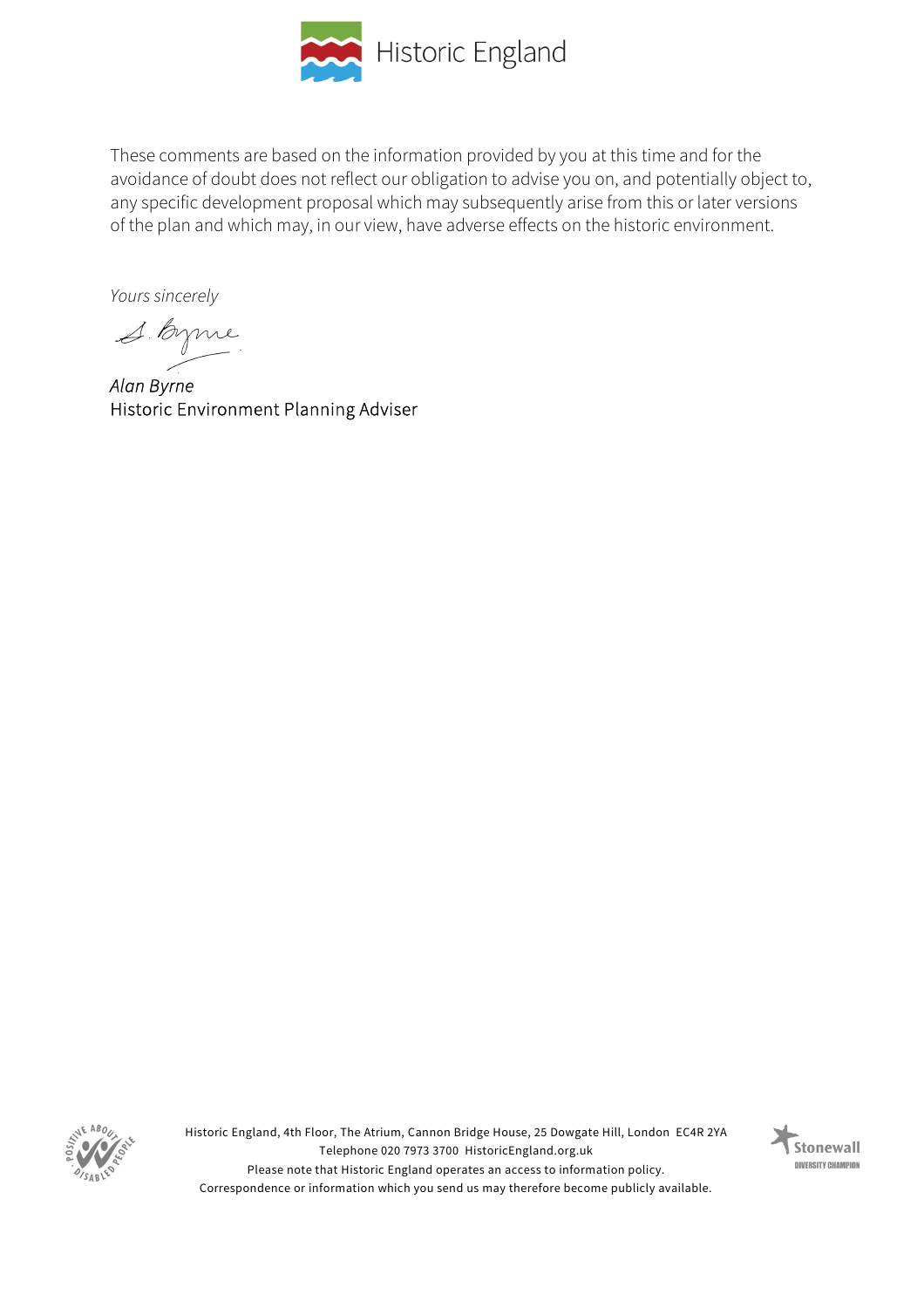These comments are based on the information provided by you at this time and for the avoidance of doubt does not reflect our obligation to advise you on, and potentially object to, any specific development proposal which may subsequently arise from this or later versions of the plan and which may, in our view, have adverse effects on the historic environment.

*Yours sincerely*

*Alan Byrne*
Historic Environment Planning Adviser